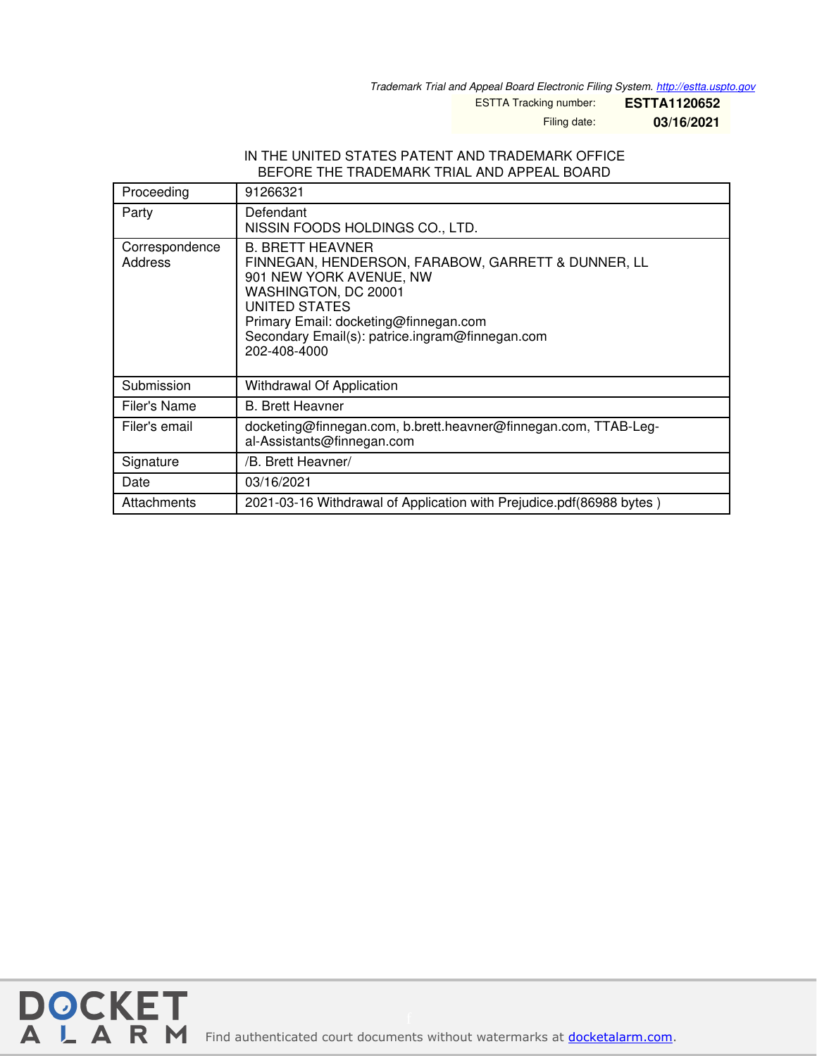*Trademark Trial and Appeal Board Electronic Filing System. http://estta.uspto.gov*

ESTTA Tracking number: **ESTTA1120652**

Filing date: **03/16/2021**

IN THE UNITED STATES PATENT AND TRADEMARK OFFICE
BEFORE THE TRADEMARK TRIAL AND APPEAL BOARD

| Proceeding | 91266321 |
|---|---|
| Party | Defendant<br>NISSIN FOODS HOLDINGS CO., LTD. |
| Correspondence Address | B. BRETT HEAVNER<br>FINNEGAN, HENDERSON, FARABOW, GARRETT & DUNNER, LL<br>901 NEW YORK AVENUE, NW<br>WASHINGTON, DC 20001<br>UNITED STATES<br>Primary Email: docketing@finnegan.com<br>Secondary Email(s): patrice.ingram@finnegan.com<br>202-408-4000 |
| Submission | Withdrawal Of Application |
| Filer's Name | B. Brett Heavner |
| Filer's email | docketing@finnegan.com, b.brett.heavner@finnegan.com, TTAB-Legal-Assistants@finnegan.com |
| Signature | /B. Brett Heavner/ |
| Date | 03/16/2021 |
| Attachments | 2021-03-16 Withdrawal of Application with Prejudice.pdf(86988 bytes ) |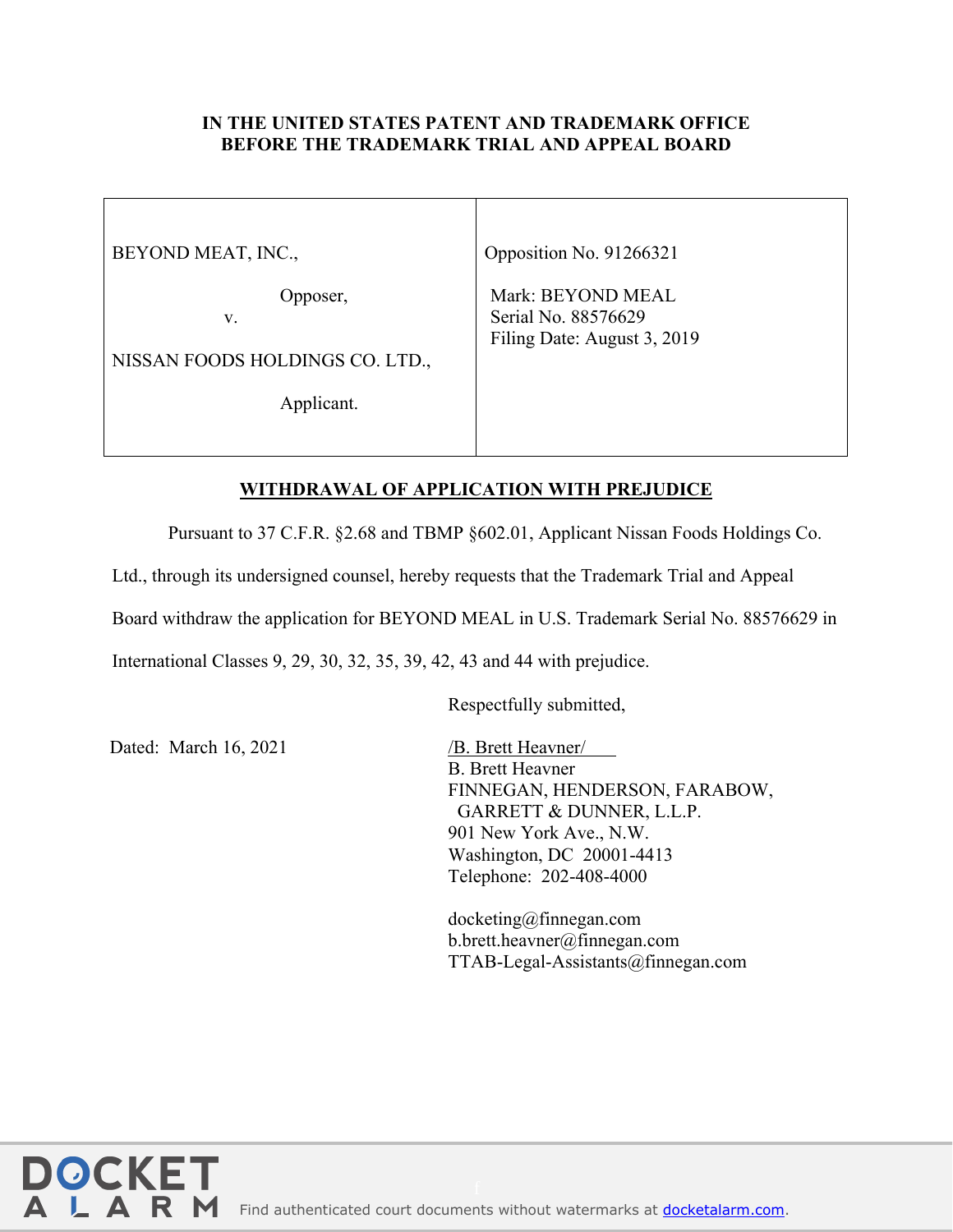**IN THE UNITED STATES PATENT AND TRADEMARK OFFICE**
**BEFORE THE TRADEMARK TRIAL AND APPEAL BOARD**

| | |
|---|---|
| BEYOND MEAT, INC.,<br><br>Opposer,<br>v.<br><br>NISSAN FOODS HOLDINGS CO. LTD.,<br><br>Applicant. | Opposition No. 91266321<br><br>Mark: BEYOND MEAL<br>Serial No. 88576629<br>Filing Date: August 3, 2019 |

**WITHDRAWAL OF APPLICATION WITH PREJUDICE**

Pursuant to 37 C.F.R. §2.68 and TBMP §602.01, Applicant Nissan Foods Holdings Co. Ltd., through its undersigned counsel, hereby requests that the Trademark Trial and Appeal Board withdraw the application for BEYOND MEAL in U.S. Trademark Serial No. 88576629 in International Classes 9, 29, 30, 32, 35, 39, 42, 43 and 44 with prejudice.

Respectfully submitted,

Dated: March 16, 2021

/B. Brett Heavner/
B. Brett Heavner
FINNEGAN, HENDERSON, FARABOW,
GARRETT & DUNNER, L.L.P.
901 New York Ave., N.W.
Washington, DC 20001-4413
Telephone: 202-408-4000

docketing@finnegan.com
b.brett.heavner@finnegan.com
TTAB-Legal-Assistants@finnegan.com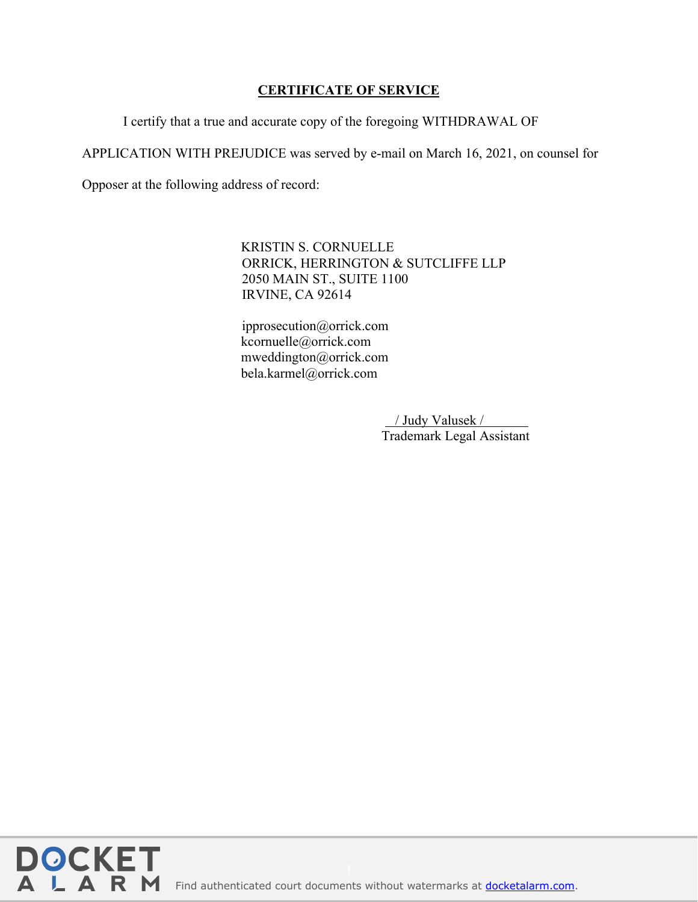## CERTIFICATE OF SERVICE

I certify that a true and accurate copy of the foregoing WITHDRAWAL OF APPLICATION WITH PREJUDICE was served by e-mail on March 16, 2021, on counsel for Opposer at the following address of record:

KRISTIN S. CORNUELLE  
ORRICK, HERRINGTON & SUTCLIFFE LLP  
2050 MAIN ST., SUITE 1100  
IRVINE, CA 92614

ipprosecution@orrick.com  
kcornuelle@orrick.com  
mweddington@orrick.com  
bela.karmel@orrick.com

/ Judy Valusek /  
Trademark Legal Assistant